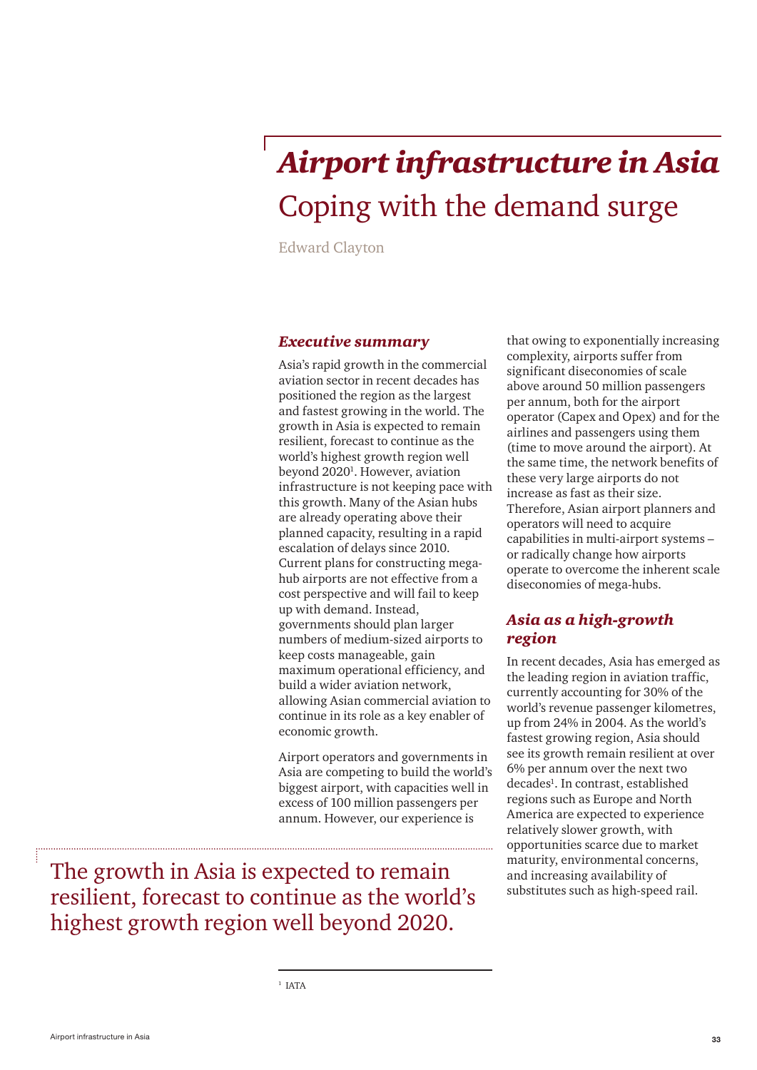# *Airport infrastructure in Asia*

## Coping with the demand surge

Edward Clayton

### *Executive summary*

Asia's rapid growth in the commercial aviation sector in recent decades has positioned the region as the largest and fastest growing in the world. The growth in Asia is expected to remain resilient, forecast to continue as the world's highest growth region well beyond 2020[1]. However, aviation infrastructure is not keeping pace with this growth. Many of the Asian hubs are already operating above their planned capacity, resulting in a rapid escalation of delays since 2010. Current plans for constructing mega-hub airports are not effective from a cost perspective and will fail to keep up with demand. Instead, governments should plan larger numbers of medium-sized airports to keep costs manageable, gain maximum operational efficiency, and build a wider aviation network, allowing Asian commercial aviation to continue in its role as a key enabler of economic growth.

Airport operators and governments in Asia are competing to build the world's biggest airport, with capacities well in excess of 100 million passengers per annum. However, our experience is that owing to exponentially increasing complexity, airports suffer from significant diseconomies of scale above around 50 million passengers per annum, both for the airport operator (Capex and Opex) and for the airlines and passengers using them (time to move around the airport). At the same time, the network benefits of these very large airports do not increase as fast as their size. Therefore, Asian airport planners and operators will need to acquire capabilities in multi-airport systems – or radically change how airports operate to overcome the inherent scale diseconomies of mega-hubs.

The growth in Asia is expected to remain resilient, forecast to continue as the world's highest growth region well beyond 2020.

### *Asia as a high-growth region*

In recent decades, Asia has emerged as the leading region in aviation traffic, currently accounting for 30% of the world's revenue passenger kilometres, up from 24% in 2004. As the world's fastest growing region, Asia should see its growth remain resilient at over 6% per annum over the next two decades[1]. In contrast, established regions such as Europe and North America are expected to experience relatively slower growth, with opportunities scarce due to market maturity, environmental concerns, and increasing availability of substitutes such as high-speed rail.

[1] IATA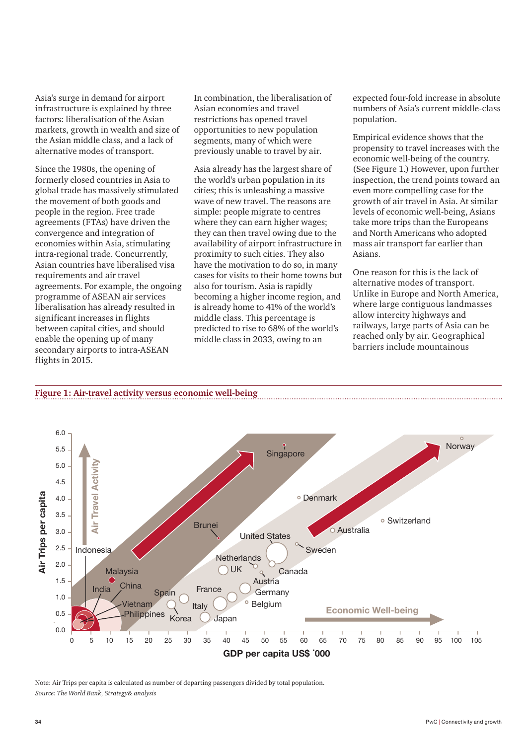Asia's surge in demand for airport infrastructure is explained by three factors: liberalisation of the Asian markets, growth in wealth and size of the Asian middle class, and a lack of alternative modes of transport.

Since the 1980s, the opening of formerly closed countries in Asia to global trade has massively stimulated the movement of both goods and people in the region. Free trade agreements (FTAs) have driven the convergence and integration of economies within Asia, stimulating intra-regional trade. Concurrently, Asian countries have liberalised visa requirements and air travel agreements. For example, the ongoing programme of ASEAN air services liberalisation has already resulted in significant increases in flights between capital cities, and should enable the opening up of many secondary airports to intra-ASEAN flights in 2015.

In combination, the liberalisation of Asian economies and travel restrictions has opened travel opportunities to new population segments, many of which were previously unable to travel by air.

Asia already has the largest share of the world's urban population in its cities; this is unleashing a massive wave of new travel. The reasons are simple: people migrate to centres where they can earn higher wages; they can then travel owing due to the availability of airport infrastructure in proximity to such cities. They also have the motivation to do so, in many cases for visits to their home towns but also for tourism. Asia is rapidly becoming a higher income region, and is already home to 41% of the world's middle class. This percentage is predicted to rise to 68% of the world's middle class in 2033, owing to an expected four-fold increase in absolute numbers of Asia's current middle-class population.

Empirical evidence shows that the propensity to travel increases with the economic well-being of the country. (See Figure 1.) However, upon further inspection, the trend points toward an even more compelling case for the growth of air travel in Asia. At similar levels of economic well-being, Asians take more trips than the Europeans and North Americans who adopted mass air transport far earlier than Asians.

One reason for this is the lack of alternative modes of transport. Unlike in Europe and North America, where large contiguous landmasses allow intercity highways and railways, large parts of Asia can be reached only by air. Geographical barriers include mountainous

**Figure 1: Air-travel activity versus economic well-being**

Note: Air Trips per capita is calculated as number of departing passengers divided by total population.

*Source: The World Bank, Strategy& analysis*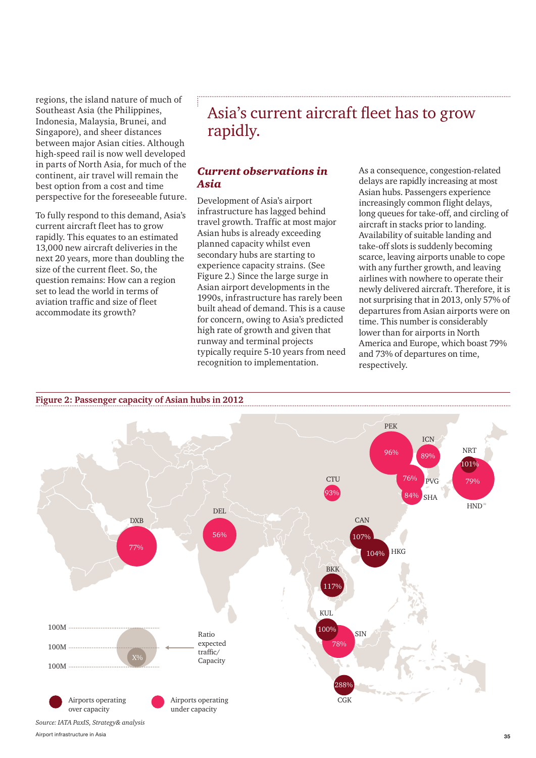regions, the island nature of much of Southeast Asia (the Philippines, Indonesia, Malaysia, Brunei, and Singapore), and sheer distances between major Asian cities. Although high-speed rail is now well developed in parts of North Asia, for much of the continent, air travel will remain the best option from a cost and time perspective for the foreseeable future.

To fully respond to this demand, Asia's current aircraft fleet has to grow rapidly. This equates to an estimated 13,000 new aircraft deliveries in the next 20 years, more than doubling the size of the current fleet. So, the question remains: How can a region set to lead the world in terms of aviation traffic and size of fleet accommodate its growth?

# Asia's current aircraft fleet has to grow rapidly.

## *Current observations in Asia*

Development of Asia's airport infrastructure has lagged behind travel growth. Traffic at most major Asian hubs is already exceeding planned capacity whilst even secondary hubs are starting to experience capacity strains. (See Figure 2.) Since the large surge in Asian airport developments in the 1990s, infrastructure has rarely been built ahead of demand. This is a cause for concern, owing to Asia's predicted high rate of growth and given that runway and terminal projects typically require 5-10 years from need recognition to implementation.

As a consequence, congestion-related delays are rapidly increasing at most Asian hubs. Passengers experience increasingly common flight delays, long queues for take-off, and circling of aircraft in stacks prior to landing. Availability of suitable landing and take-off slots is suddenly becoming scarce, leaving airports unable to cope with any further growth, and leaving airlines with nowhere to operate their newly delivered aircraft. Therefore, it is not surprising that in 2013, only 57% of departures from Asian airports were on time. This number is considerably lower than for airports in North America and Europe, which boast 79% and 73% of departures on time, respectively.

**Figure 2: Passenger capacity of Asian hubs in 2012**

| Airport | Ratio expected traffic/Capacity | Status |
|---|---|---|
| PEK | 96% | Under capacity |
| ICN | 89% | Under capacity |
| NRT | 101% | Over capacity |
| HND | 79% | Under capacity |
| PVG | 76% | Under capacity |
| SHA | 84% | Under capacity |
| CTU | 93% | Under capacity |
| DXB | 77% | Under capacity |
| DEL | 56% | Under capacity |
| CAN | 107% | Over capacity |
| HKG | 104% | Over capacity |
| BKK | 117% | Over capacity |
| KUL | 100% | Over capacity |
| SIN | 78% | Under capacity |
| CGK | 288% | Over capacity |

Legend: 100M / 100M / 100M; X% — Ratio expected traffic/Capacity; Airports operating over capacity; Airports operating under capacity

*Source: IATA PaxIS, Strategy& analysis*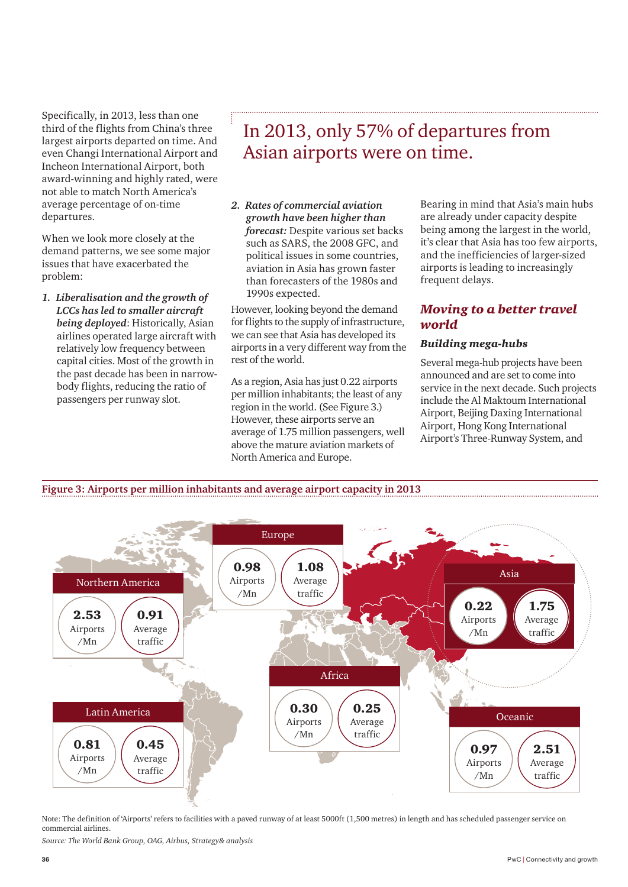Specifically, in 2013, less than one third of the flights from China's three largest airports departed on time. And even Changi International Airport and Incheon International Airport, both award-winning and highly rated, were not able to match North America's average percentage of on-time departures.

When we look more closely at the demand patterns, we see some major issues that have exacerbated the problem:

1. ***Liberalisation and the growth of LCCs has led to smaller aircraft being deployed***: Historically, Asian airlines operated large aircraft with relatively low frequency between capital cities. Most of the growth in the past decade has been in narrow-body flights, reducing the ratio of passengers per runway slot.

## In 2013, only 57% of departures from Asian airports were on time.

2. ***Rates of commercial aviation growth have been higher than forecast:*** Despite various set backs such as SARS, the 2008 GFC, and political issues in some countries, aviation in Asia has grown faster than forecasters of the 1980s and 1990s expected.

However, looking beyond the demand for flights to the supply of infrastructure, we can see that Asia has developed its airports in a very different way from the rest of the world.

As a region, Asia has just 0.22 airports per million inhabitants; the least of any region in the world. (See Figure 3.) However, these airports serve an average of 1.75 million passengers, well above the mature aviation markets of North America and Europe.

Bearing in mind that Asia's main hubs are already under capacity despite being among the largest in the world, it's clear that Asia has too few airports, and the inefficiencies of larger-sized airports is leading to increasingly frequent delays.

## *Moving to a better travel world*

### *Building mega-hubs*

Several mega-hub projects have been announced and are set to come into service in the next decade. Such projects include the Al Maktoum International Airport, Beijing Daxing International Airport, Hong Kong International Airport's Three-Runway System, and

**Figure 3: Airports per million inhabitants and average airport capacity in 2013**

| Region | Airports /Mn | Average traffic |
|---|---|---|
| Northern America | 2.53 | 0.91 |
| Europe | 0.98 | 1.08 |
| Asia | 0.22 | 1.75 |
| Africa | 0.30 | 0.25 |
| Latin America | 0.81 | 0.45 |
| Oceanic | 0.97 | 2.51 |

Note: The definition of 'Airports' refers to facilities with a paved runway of at least 5000ft (1,500 metres) in length and has scheduled passenger service on commercial airlines.

*Source: The World Bank Group, OAG, Airbus, Strategy& analysis*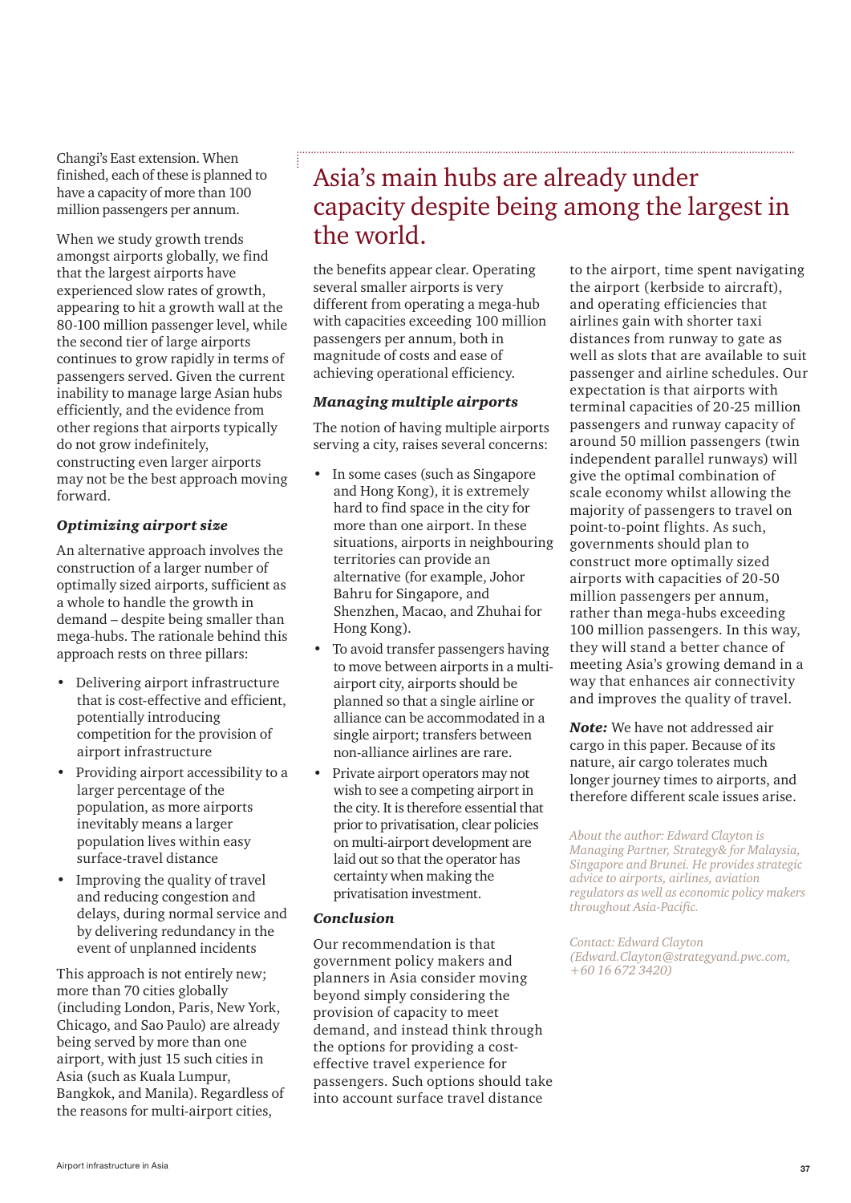Changi's East extension. When finished, each of these is planned to have a capacity of more than 100 million passengers per annum.

When we study growth trends amongst airports globally, we find that the largest airports have experienced slow rates of growth, appearing to hit a growth wall at the 80-100 million passenger level, while the second tier of large airports continues to grow rapidly in terms of passengers served. Given the current inability to manage large Asian hubs efficiently, and the evidence from other regions that airports typically do not grow indefinitely, constructing even larger airports may not be the best approach moving forward.

### *Optimizing airport size*

An alternative approach involves the construction of a larger number of optimally sized airports, sufficient as a whole to handle the growth in demand – despite being smaller than mega-hubs. The rationale behind this approach rests on three pillars:

- Delivering airport infrastructure that is cost-effective and efficient, potentially introducing competition for the provision of airport infrastructure
- Providing airport accessibility to a larger percentage of the population, as more airports inevitably means a larger population lives within easy surface-travel distance
- Improving the quality of travel and reducing congestion and delays, during normal service and by delivering redundancy in the event of unplanned incidents

This approach is not entirely new; more than 70 cities globally (including London, Paris, New York, Chicago, and Sao Paulo) are already being served by more than one airport, with just 15 such cities in Asia (such as Kuala Lumpur, Bangkok, and Manila). Regardless of the reasons for multi-airport cities, the benefits appear clear. Operating several smaller airports is very different from operating a mega-hub with capacities exceeding 100 million passengers per annum, both in magnitude of costs and ease of achieving operational efficiency.

> Asia's main hubs are already under capacity despite being among the largest in the world.

### *Managing multiple airports*

The notion of having multiple airports serving a city, raises several concerns:

- In some cases (such as Singapore and Hong Kong), it is extremely hard to find space in the city for more than one airport. In these situations, airports in neighbouring territories can provide an alternative (for example, Johor Bahru for Singapore, and Shenzhen, Macao, and Zhuhai for Hong Kong).
- To avoid transfer passengers having to move between airports in a multi-airport city, airports should be planned so that a single airline or alliance can be accommodated in a single airport; transfers between non-alliance airlines are rare.
- Private airport operators may not wish to see a competing airport in the city. It is therefore essential that prior to privatisation, clear policies on multi-airport development are laid out so that the operator has certainty when making the privatisation investment.

### *Conclusion*

Our recommendation is that government policy makers and planners in Asia consider moving beyond simply considering the provision of capacity to meet demand, and instead think through the options for providing a cost-effective travel experience for passengers. Such options should take into account surface travel distance to the airport, time spent navigating the airport (kerbside to aircraft), and operating efficiencies that airlines gain with shorter taxi distances from runway to gate as well as slots that are available to suit passenger and airline schedules. Our expectation is that airports with terminal capacities of 20-25 million passengers and runway capacity of around 50 million passengers (twin independent parallel runways) will give the optimal combination of scale economy whilst allowing the majority of passengers to travel on point-to-point flights. As such, governments should plan to construct more optimally sized airports with capacities of 20-50 million passengers per annum, rather than mega-hubs exceeding 100 million passengers. In this way, they will stand a better chance of meeting Asia's growing demand in a way that enhances air connectivity and improves the quality of travel.

***Note:*** We have not addressed air cargo in this paper. Because of its nature, air cargo tolerates much longer journey times to airports, and therefore different scale issues arise.

*About the author: Edward Clayton is Managing Partner, Strategy& for Malaysia, Singapore and Brunei. He provides strategic advice to airports, airlines, aviation regulators as well as economic policy makers throughout Asia-Pacific.*

*Contact: Edward Clayton (Edward.Clayton@strategyand.pwc.com, +60 16 672 3420)*